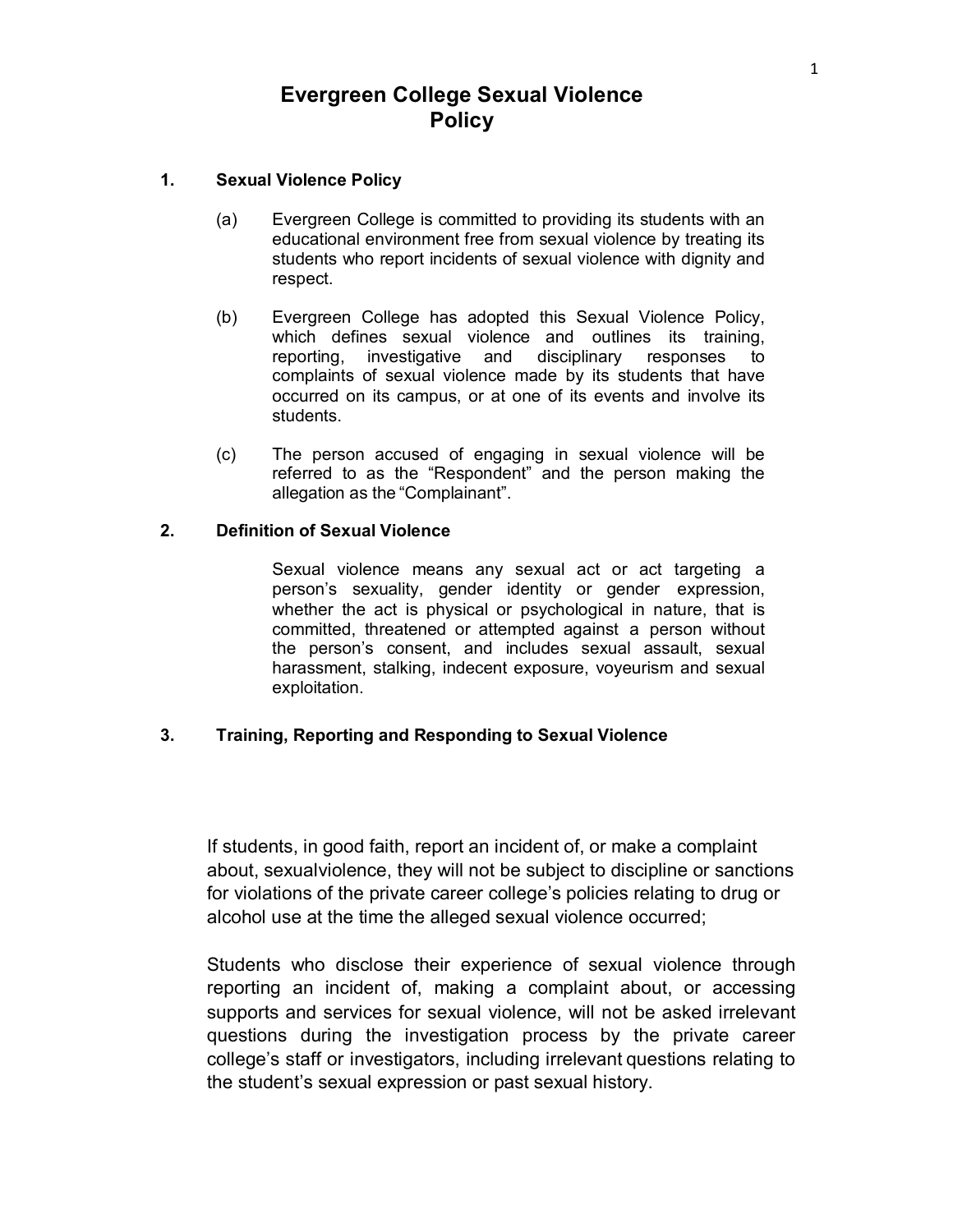# Evergreen College Sexual Violence Policy

## 1. Sexual Violence Policy

(a) Evergreen College is committed to providing its students with an educational environment free from sexual violence by treating its students who report incidents of sexual violence with dignity and respect.

(b) Evergreen College has adopted this Sexual Violence Policy, which defines sexual violence and outlines its training, reporting, investigative and disciplinary responses to complaints of sexual violence made by its students that have occurred on its campus, or at one of its events and involve its students.

(c) The person accused of engaging in sexual violence will be referred to as the "Respondent" and the person making the allegation as the "Complainant".

## 2. Definition of Sexual Violence

Sexual violence means any sexual act or act targeting a person's sexuality, gender identity or gender expression, whether the act is physical or psychological in nature, that is committed, threatened or attempted against a person without the person's consent, and includes sexual assault, sexual harassment, stalking, indecent exposure, voyeurism and sexual exploitation.

## 3. Training, Reporting and Responding to Sexual Violence

If students, in good faith, report an incident of, or make a complaint about, sexualviolence, they will not be subject to discipline or sanctions for violations of the private career college's policies relating to drug or alcohol use at the time the alleged sexual violence occurred;

Students who disclose their experience of sexual violence through reporting an incident of, making a complaint about, or accessing supports and services for sexual violence, will not be asked irrelevant questions during the investigation process by the private career college's staff or investigators, including irrelevant questions relating to the student's sexual expression or past sexual history.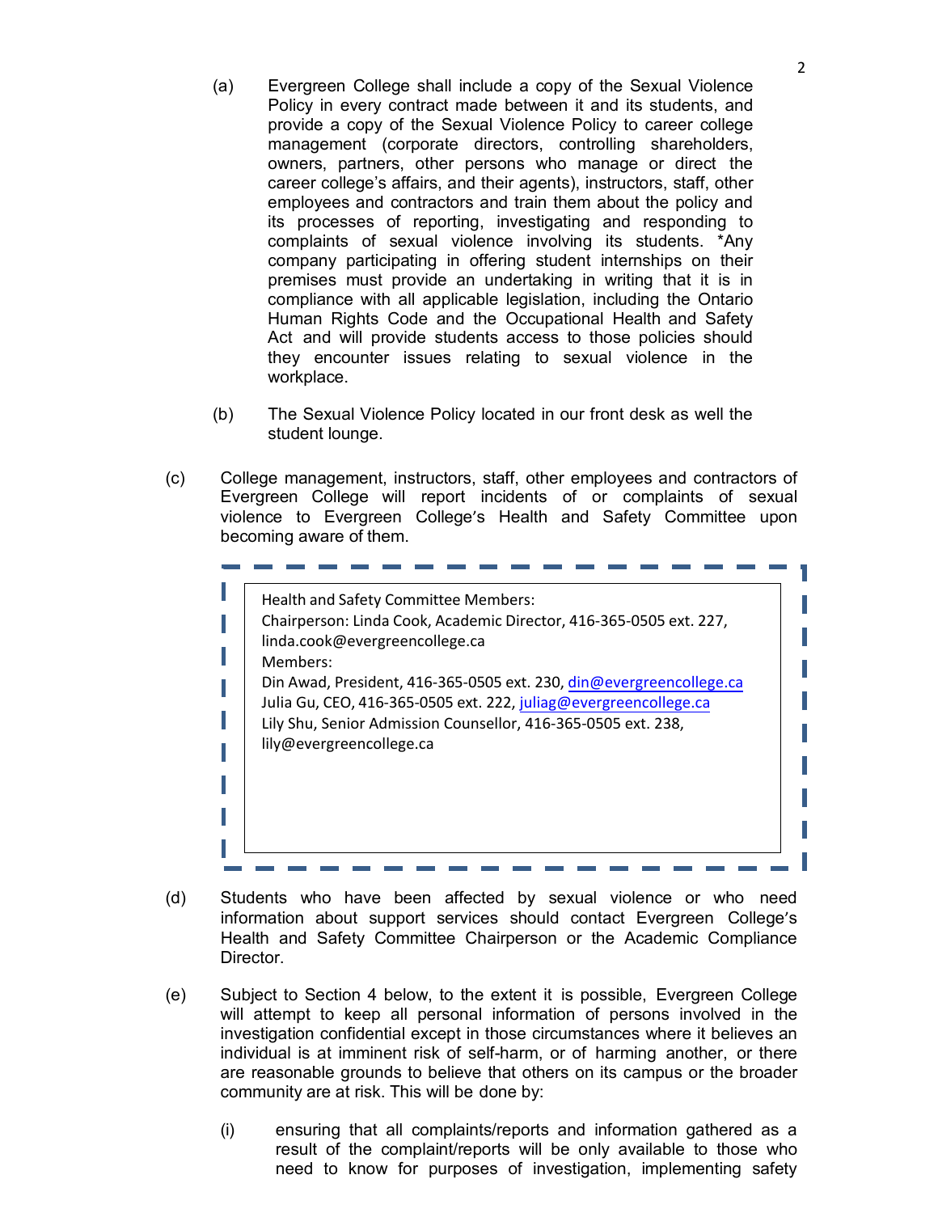(a) Evergreen College shall include a copy of the Sexual Violence Policy in every contract made between it and its students, and provide a copy of the Sexual Violence Policy to career college management (corporate directors, controlling shareholders, owners, partners, other persons who manage or direct the career college's affairs, and their agents), instructors, staff, other employees and contractors and train them about the policy and its processes of reporting, investigating and responding to complaints of sexual violence involving its students. *Any company participating in offering student internships on their premises must provide an undertaking in writing that it is in compliance with all applicable legislation, including the Ontario Human Rights Code and the Occupational Health and Safety Act and will provide students access to those policies should they encounter issues relating to sexual violence in the workplace.

(b) The Sexual Violence Policy located in our front desk as well the student lounge.

(c) College management, instructors, staff, other employees and contractors of Evergreen College will report incidents of or complaints of sexual violence to Evergreen College's Health and Safety Committee upon becoming aware of them.

> Health and Safety Committee Members:
> Chairperson: Linda Cook, Academic Director, 416-365-0505 ext. 227, linda.cook@evergreencollege.ca
> Members:
> Din Awad, President, 416-365-0505 ext. 230, din@evergreencollege.ca
> Julia Gu, CEO, 416-365-0505 ext. 222, juliag@evergreencollege.ca
> Lily Shu, Senior Admission Counsellor, 416-365-0505 ext. 238, lily@evergreencollege.ca

(d) Students who have been affected by sexual violence or who need information about support services should contact Evergreen College's Health and Safety Committee Chairperson or the Academic Compliance Director.

(e) Subject to Section 4 below, to the extent it is possible, Evergreen College will attempt to keep all personal information of persons involved in the investigation confidential except in those circumstances where it believes an individual is at imminent risk of self-harm, or of harming another, or there are reasonable grounds to believe that others on its campus or the broader community are at risk. This will be done by:

   (i) ensuring that all complaints/reports and information gathered as a result of the complaint/reports will be only available to those who need to know for purposes of investigation, implementing safety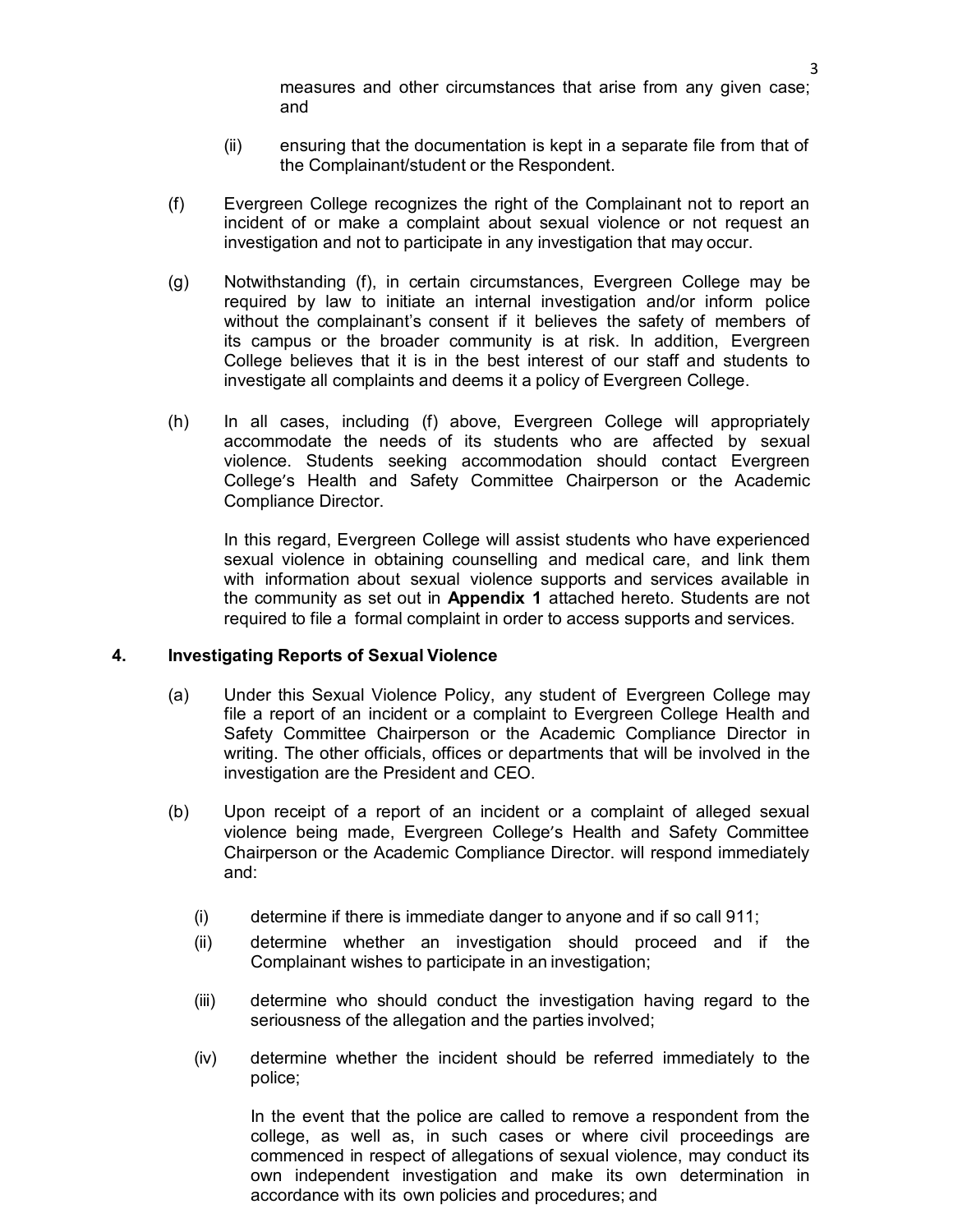measures and other circumstances that arise from any given case; and

(ii) ensuring that the documentation is kept in a separate file from that of the Complainant/student or the Respondent.

(f) Evergreen College recognizes the right of the Complainant not to report an incident of or make a complaint about sexual violence or not request an investigation and not to participate in any investigation that may occur.

(g) Notwithstanding (f), in certain circumstances, Evergreen College may be required by law to initiate an internal investigation and/or inform police without the complainant's consent if it believes the safety of members of its campus or the broader community is at risk. In addition, Evergreen College believes that it is in the best interest of our staff and students to investigate all complaints and deems it a policy of Evergreen College.

(h) In all cases, including (f) above, Evergreen College will appropriately accommodate the needs of its students who are affected by sexual violence. Students seeking accommodation should contact Evergreen College's Health and Safety Committee Chairperson or the Academic Compliance Director.

In this regard, Evergreen College will assist students who have experienced sexual violence in obtaining counselling and medical care, and link them with information about sexual violence supports and services available in the community as set out in **Appendix 1** attached hereto. Students are not required to file a formal complaint in order to access supports and services.

## 4. Investigating Reports of Sexual Violence

(a) Under this Sexual Violence Policy, any student of Evergreen College may file a report of an incident or a complaint to Evergreen College Health and Safety Committee Chairperson or the Academic Compliance Director in writing. The other officials, offices or departments that will be involved in the investigation are the President and CEO.

(b) Upon receipt of a report of an incident or a complaint of alleged sexual violence being made, Evergreen College's Health and Safety Committee Chairperson or the Academic Compliance Director. will respond immediately and:

(i) determine if there is immediate danger to anyone and if so call 911;

(ii) determine whether an investigation should proceed and if the Complainant wishes to participate in an investigation;

(iii) determine who should conduct the investigation having regard to the seriousness of the allegation and the parties involved;

(iv) determine whether the incident should be referred immediately to the police;

In the event that the police are called to remove a respondent from the college, as well as, in such cases or where civil proceedings are commenced in respect of allegations of sexual violence, may conduct its own independent investigation and make its own determination in accordance with its own policies and procedures; and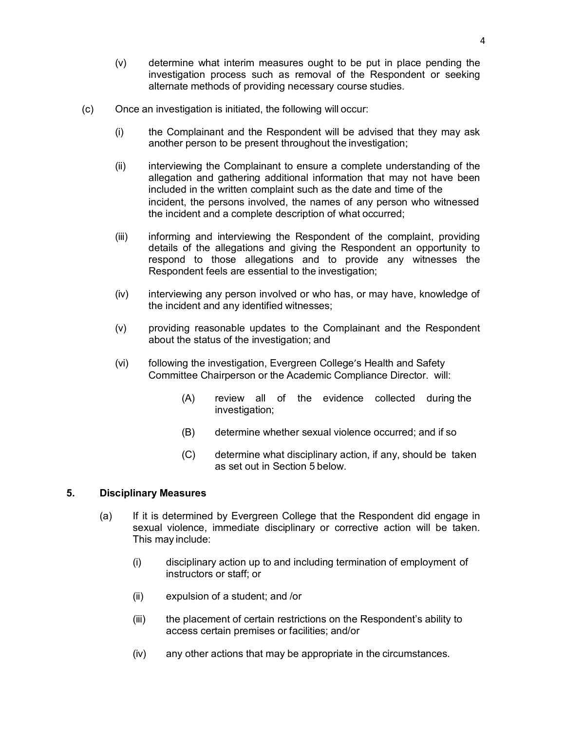(v) determine what interim measures ought to be put in place pending the investigation process such as removal of the Respondent or seeking alternate methods of providing necessary course studies.

(c) Once an investigation is initiated, the following will occur:

(i) the Complainant and the Respondent will be advised that they may ask another person to be present throughout the investigation;

(ii) interviewing the Complainant to ensure a complete understanding of the allegation and gathering additional information that may not have been included in the written complaint such as the date and time of the incident, the persons involved, the names of any person who witnessed the incident and a complete description of what occurred;

(iii) informing and interviewing the Respondent of the complaint, providing details of the allegations and giving the Respondent an opportunity to respond to those allegations and to provide any witnesses the Respondent feels are essential to the investigation;

(iv) interviewing any person involved or who has, or may have, knowledge of the incident and any identified witnesses;

(v) providing reasonable updates to the Complainant and the Respondent about the status of the investigation; and

(vi) following the investigation, Evergreen College's Health and Safety Committee Chairperson or the Academic Compliance Director. will:

(A) review all of the evidence collected during the investigation;

(B) determine whether sexual violence occurred; and if so

(C) determine what disciplinary action, if any, should be taken as set out in Section 5 below.

## 5. Disciplinary Measures

(a) If it is determined by Evergreen College that the Respondent did engage in sexual violence, immediate disciplinary or corrective action will be taken. This may include:

(i) disciplinary action up to and including termination of employment of instructors or staff; or

(ii) expulsion of a student; and /or

(iii) the placement of certain restrictions on the Respondent's ability to access certain premises or facilities; and/or

(iv) any other actions that may be appropriate in the circumstances.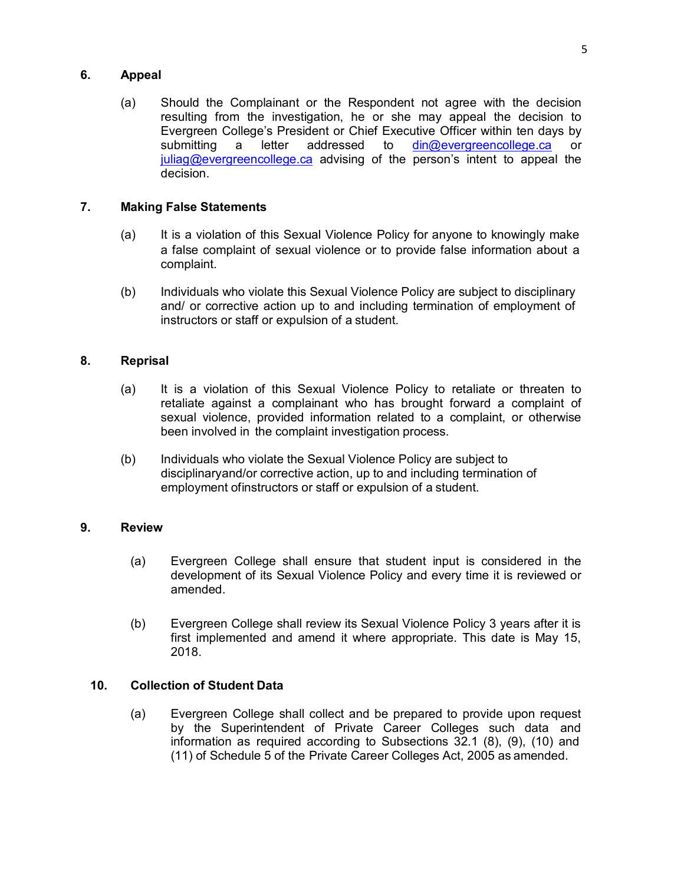## 6. Appeal

(a) Should the Complainant or the Respondent not agree with the decision resulting from the investigation, he or she may appeal the decision to Evergreen College's President or Chief Executive Officer within ten days by submitting a letter addressed to din@evergreencollege.ca or juliag@evergreencollege.ca advising of the person's intent to appeal the decision.

## 7. Making False Statements

(a) It is a violation of this Sexual Violence Policy for anyone to knowingly make a false complaint of sexual violence or to provide false information about a complaint.

(b) Individuals who violate this Sexual Violence Policy are subject to disciplinary and/ or corrective action up to and including termination of employment of instructors or staff or expulsion of a student.

## 8. Reprisal

(a) It is a violation of this Sexual Violence Policy to retaliate or threaten to retaliate against a complainant who has brought forward a complaint of sexual violence, provided information related to a complaint, or otherwise been involved in the complaint investigation process.

(b) Individuals who violate the Sexual Violence Policy are subject to disciplinaryand/or corrective action, up to and including termination of employment ofinstructors or staff or expulsion of a student.

## 9. Review

(a) Evergreen College shall ensure that student input is considered in the development of its Sexual Violence Policy and every time it is reviewed or amended.

(b) Evergreen College shall review its Sexual Violence Policy 3 years after it is first implemented and amend it where appropriate. This date is May 15, 2018.

## 10. Collection of Student Data

(a) Evergreen College shall collect and be prepared to provide upon request by the Superintendent of Private Career Colleges such data and information as required according to Subsections 32.1 (8), (9), (10) and (11) of Schedule 5 of the Private Career Colleges Act, 2005 as amended.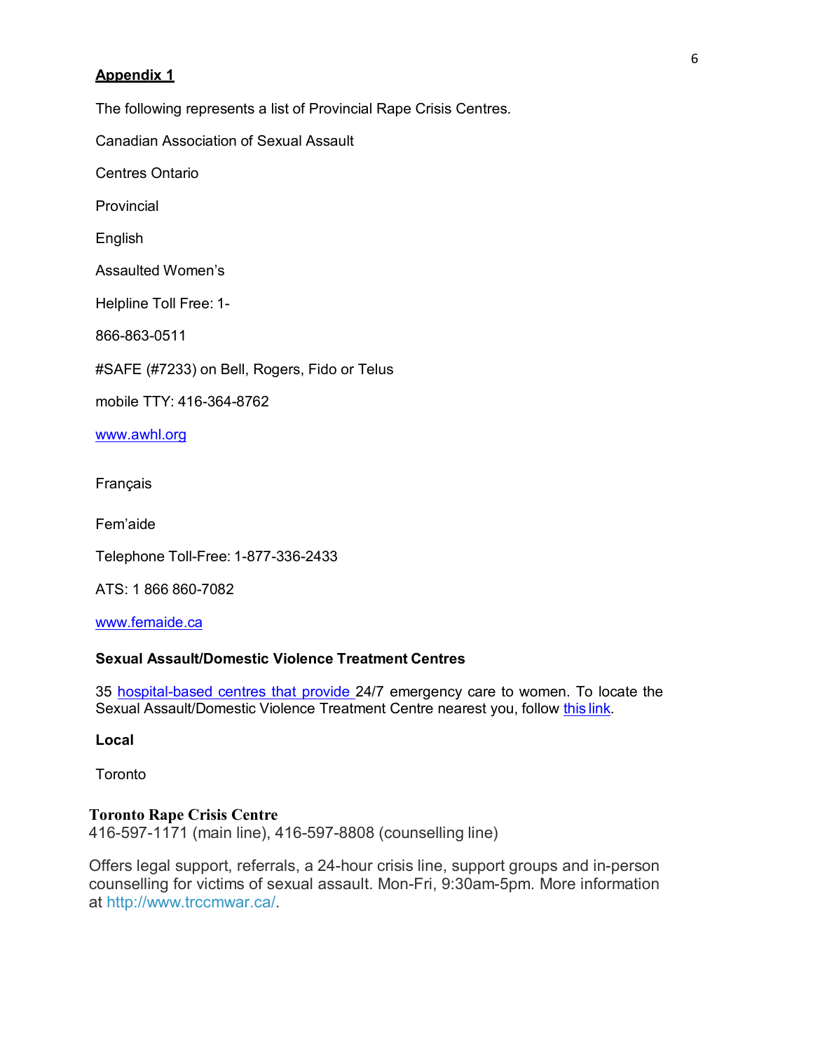**Appendix 1**

The following represents a list of Provincial Rape Crisis Centres.

Canadian Association of Sexual Assault

Centres Ontario

Provincial

English

Assaulted Women's

Helpline Toll Free: 1-

866-863-0511

#SAFE (#7233) on Bell, Rogers, Fido or Telus

mobile TTY: 416-364-8762

www.awhl.org

Français

Fem'aide

Telephone Toll-Free: 1-877-336-2433

ATS: 1 866 860-7082

www.femaide.ca

**Sexual Assault/Domestic Violence Treatment Centres**

35 hospital-based centres that provide 24/7 emergency care to women. To locate the Sexual Assault/Domestic Violence Treatment Centre nearest you, follow this link.

**Local**

Toronto

**Toronto Rape Crisis Centre**
416-597-1171 (main line), 416-597-8808 (counselling line)

Offers legal support, referrals, a 24-hour crisis line, support groups and in-person counselling for victims of sexual assault. Mon-Fri, 9:30am-5pm. More information at http://www.trccmwar.ca/.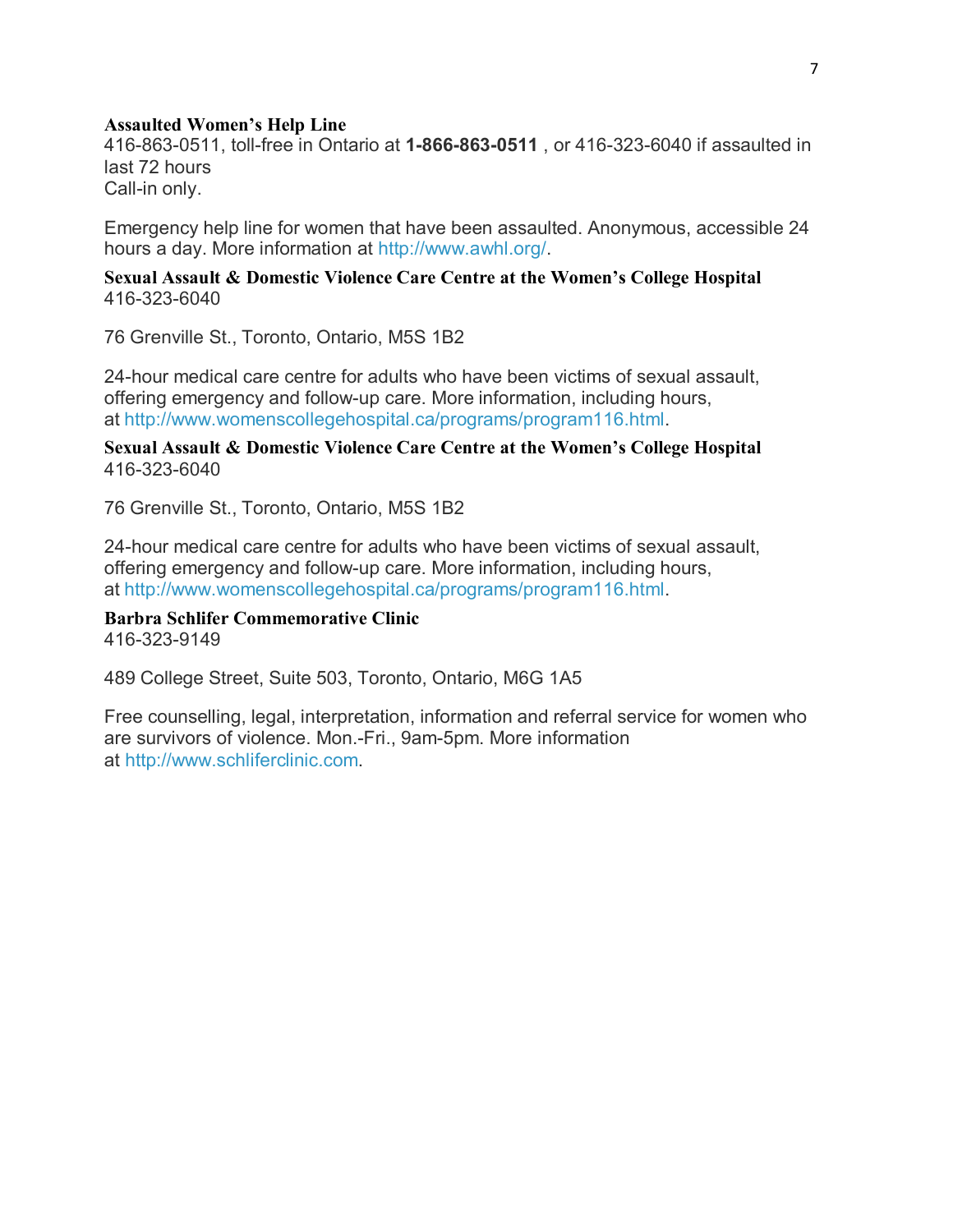**Assaulted Women's Help Line**
416-863-0511, toll-free in Ontario at **1-866-863-0511** , or 416-323-6040 if assaulted in last 72 hours
Call-in only.

Emergency help line for women that have been assaulted. Anonymous, accessible 24 hours a day. More information at http://www.awhl.org/.

**Sexual Assault & Domestic Violence Care Centre at the Women's College Hospital**
416-323-6040

76 Grenville St., Toronto, Ontario, M5S 1B2

24-hour medical care centre for adults who have been victims of sexual assault, offering emergency and follow-up care. More information, including hours, at http://www.womenscollegehospital.ca/programs/program116.html.

**Sexual Assault & Domestic Violence Care Centre at the Women's College Hospital**
416-323-6040

76 Grenville St., Toronto, Ontario, M5S 1B2

24-hour medical care centre for adults who have been victims of sexual assault, offering emergency and follow-up care. More information, including hours, at http://www.womenscollegehospital.ca/programs/program116.html.

**Barbra Schlifer Commemorative Clinic**
416-323-9149

489 College Street, Suite 503, Toronto, Ontario, M6G 1A5

Free counselling, legal, interpretation, information and referral service for women who are survivors of violence. Mon.-Fri., 9am-5pm. More information at http://www.schliferclinic.com.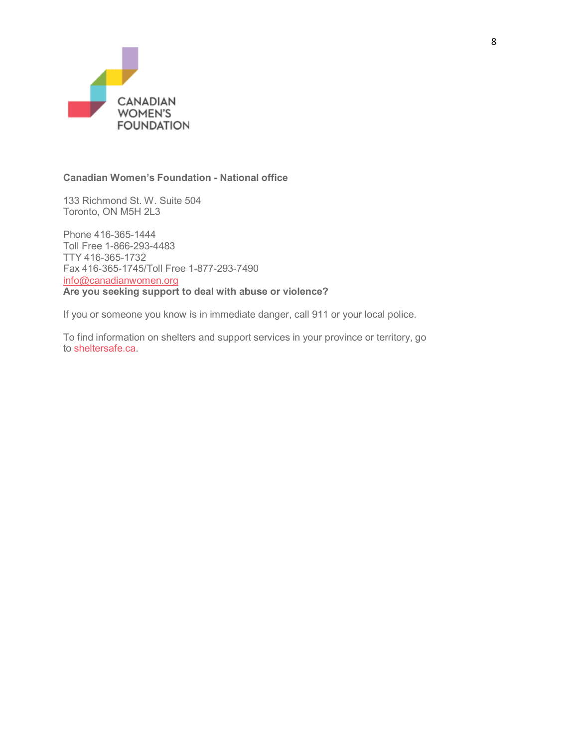**Canadian Women's Foundation - National office**

133 Richmond St. W. Suite 504
Toronto, ON M5H 2L3

Phone 416-365-1444
Toll Free 1-866-293-4483
TTY 416-365-1732
Fax 416-365-1745/Toll Free 1-877-293-7490
info@canadianwomen.org

**Are you seeking support to deal with abuse or violence?**

If you or someone you know is in immediate danger, call 911 or your local police.

To find information on shelters and support services in your province or territory, go to sheltersafe.ca.